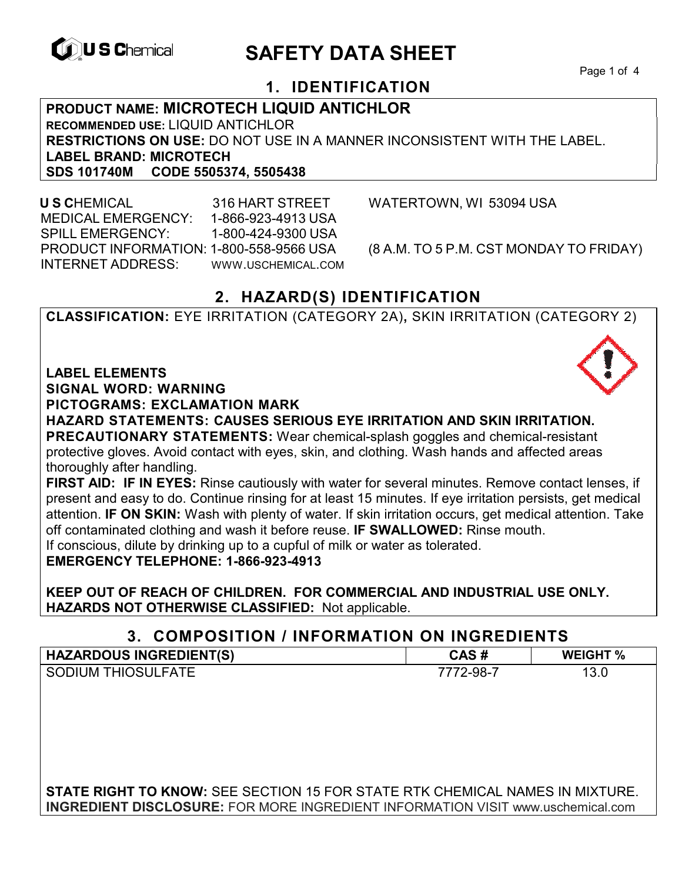# SAFETY DATA SHEET

## 1. IDENTIFICATION

**PRODUCT NAME: MICROTECH LIQUID ANTICHLOR**
**RECOMMENDED USE:** LIQUID ANTICHLOR
**RESTRICTIONS ON USE:** DO NOT USE IN A MANNER INCONSISTENT WITH THE LABEL.
**LABEL BRAND: MICROTECH**
**SDS 101740M CODE 5505374, 5505438**

**U S C**HEMICAL 316 HART STREET WATERTOWN, WI 53094 USA
MEDICAL EMERGENCY: 1-866-923-4913 USA
SPILL EMERGENCY: 1-800-424-9300 USA
PRODUCT INFORMATION: 1-800-558-9566 USA (8 A.M. TO 5 P.M. CST MONDAY TO FRIDAY)
INTERNET ADDRESS: WWW.USCHEMICAL.COM

## 2. HAZARD(S) IDENTIFICATION

**CLASSIFICATION:** EYE IRRITATION (CATEGORY 2A), SKIN IRRITATION (CATEGORY 2)

**LABEL ELEMENTS**
**SIGNAL WORD: WARNING**
**PICTOGRAMS: EXCLAMATION MARK**
**HAZARD STATEMENTS: CAUSES SERIOUS EYE IRRITATION AND SKIN IRRITATION.**
**PRECAUTIONARY STATEMENTS:** Wear chemical-splash goggles and chemical-resistant protective gloves. Avoid contact with eyes, skin, and clothing. Wash hands and affected areas thoroughly after handling.
**FIRST AID: IF IN EYES:** Rinse cautiously with water for several minutes. Remove contact lenses, if present and easy to do. Continue rinsing for at least 15 minutes. If eye irritation persists, get medical attention. **IF ON SKIN:** Wash with plenty of water. If skin irritation occurs, get medical attention. Take off contaminated clothing and wash it before reuse. **IF SWALLOWED:** Rinse mouth. If conscious, dilute by drinking up to a cupful of milk or water as tolerated.
**EMERGENCY TELEPHONE: 1-866-923-4913**

**KEEP OUT OF REACH OF CHILDREN. FOR COMMERCIAL AND INDUSTRIAL USE ONLY.**
**HAZARDS NOT OTHERWISE CLASSIFIED:** Not applicable.

## 3. COMPOSITION / INFORMATION ON INGREDIENTS

| HAZARDOUS INGREDIENT(S) | CAS # | WEIGHT % |
|---|---|---|
| SODIUM THIOSULFATE | 7772-98-7 | 13.0 |

**STATE RIGHT TO KNOW:** SEE SECTION 15 FOR STATE RTK CHEMICAL NAMES IN MIXTURE.
**INGREDIENT DISCLOSURE:** FOR MORE INGREDIENT INFORMATION VISIT www.uschemical.com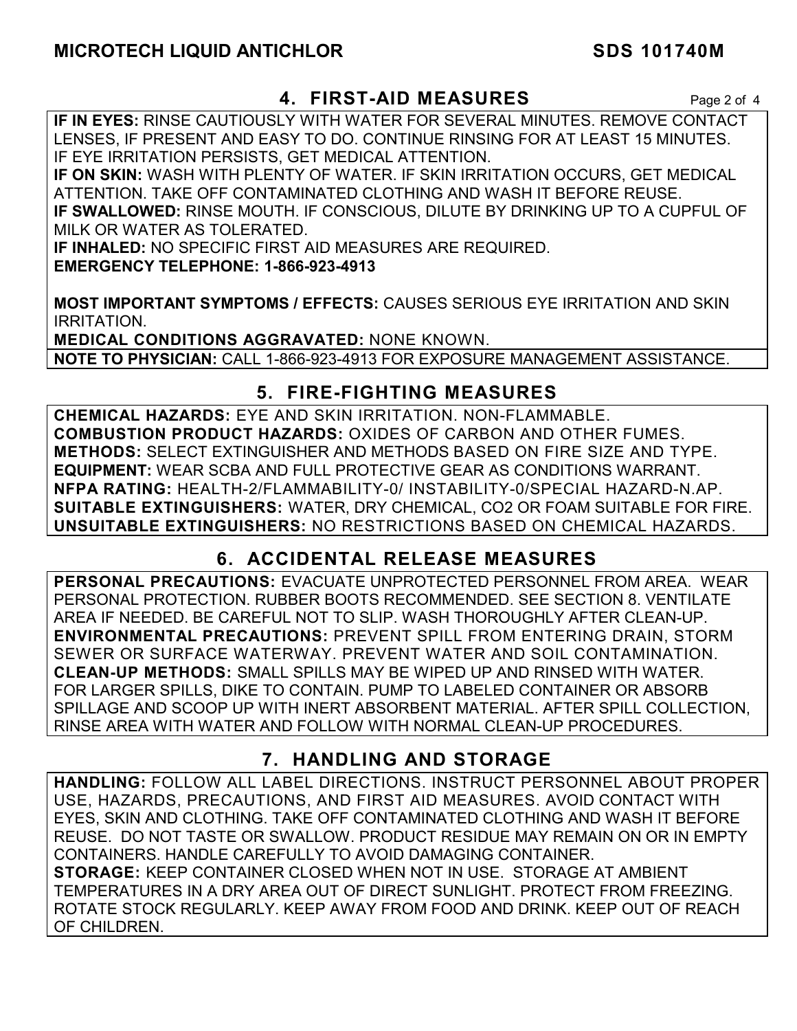## 4. FIRST-AID MEASURES

**IF IN EYES:** RINSE CAUTIOUSLY WITH WATER FOR SEVERAL MINUTES. REMOVE CONTACT LENSES, IF PRESENT AND EASY TO DO. CONTINUE RINSING FOR AT LEAST 15 MINUTES. IF EYE IRRITATION PERSISTS, GET MEDICAL ATTENTION.
**IF ON SKIN:** WASH WITH PLENTY OF WATER. IF SKIN IRRITATION OCCURS, GET MEDICAL ATTENTION. TAKE OFF CONTAMINATED CLOTHING AND WASH IT BEFORE REUSE.
**IF SWALLOWED:** RINSE MOUTH. IF CONSCIOUS, DILUTE BY DRINKING UP TO A CUPFUL OF MILK OR WATER AS TOLERATED.
**IF INHALED:** NO SPECIFIC FIRST AID MEASURES ARE REQUIRED.
**EMERGENCY TELEPHONE: 1-866-923-4913**

**MOST IMPORTANT SYMPTOMS / EFFECTS:** CAUSES SERIOUS EYE IRRITATION AND SKIN IRRITATION.
**MEDICAL CONDITIONS AGGRAVATED:** NONE KNOWN.
**NOTE TO PHYSICIAN:** CALL 1-866-923-4913 FOR EXPOSURE MANAGEMENT ASSISTANCE.

## 5. FIRE-FIGHTING MEASURES

**CHEMICAL HAZARDS:** EYE AND SKIN IRRITATION. NON-FLAMMABLE.
**COMBUSTION PRODUCT HAZARDS:** OXIDES OF CARBON AND OTHER FUMES.
**METHODS:** SELECT EXTINGUISHER AND METHODS BASED ON FIRE SIZE AND TYPE.
**EQUIPMENT:** WEAR SCBA AND FULL PROTECTIVE GEAR AS CONDITIONS WARRANT.
**NFPA RATING:** HEALTH-2/FLAMMABILITY-0/ INSTABILITY-0/SPECIAL HAZARD-N.AP.
**SUITABLE EXTINGUISHERS:** WATER, DRY CHEMICAL, CO2 OR FOAM SUITABLE FOR FIRE.
**UNSUITABLE EXTINGUISHERS:** NO RESTRICTIONS BASED ON CHEMICAL HAZARDS.

## 6. ACCIDENTAL RELEASE MEASURES

**PERSONAL PRECAUTIONS:** EVACUATE UNPROTECTED PERSONNEL FROM AREA. WEAR PERSONAL PROTECTION. RUBBER BOOTS RECOMMENDED. SEE SECTION 8. VENTILATE AREA IF NEEDED. BE CAREFUL NOT TO SLIP. WASH THOROUGHLY AFTER CLEAN-UP.
**ENVIRONMENTAL PRECAUTIONS:** PREVENT SPILL FROM ENTERING DRAIN, STORM SEWER OR SURFACE WATERWAY. PREVENT WATER AND SOIL CONTAMINATION.
**CLEAN-UP METHODS:** SMALL SPILLS MAY BE WIPED UP AND RINSED WITH WATER. FOR LARGER SPILLS, DIKE TO CONTAIN. PUMP TO LABELED CONTAINER OR ABSORB SPILLAGE AND SCOOP UP WITH INERT ABSORBENT MATERIAL. AFTER SPILL COLLECTION, RINSE AREA WITH WATER AND FOLLOW WITH NORMAL CLEAN-UP PROCEDURES.

## 7. HANDLING AND STORAGE

**HANDLING:** FOLLOW ALL LABEL DIRECTIONS. INSTRUCT PERSONNEL ABOUT PROPER USE, HAZARDS, PRECAUTIONS, AND FIRST AID MEASURES. AVOID CONTACT WITH EYES, SKIN AND CLOTHING. TAKE OFF CONTAMINATED CLOTHING AND WASH IT BEFORE REUSE. DO NOT TASTE OR SWALLOW. PRODUCT RESIDUE MAY REMAIN ON OR IN EMPTY CONTAINERS. HANDLE CAREFULLY TO AVOID DAMAGING CONTAINER.
**STORAGE:** KEEP CONTAINER CLOSED WHEN NOT IN USE. STORAGE AT AMBIENT TEMPERATURES IN A DRY AREA OUT OF DIRECT SUNLIGHT. PROTECT FROM FREEZING. ROTATE STOCK REGULARLY. KEEP AWAY FROM FOOD AND DRINK. KEEP OUT OF REACH OF CHILDREN.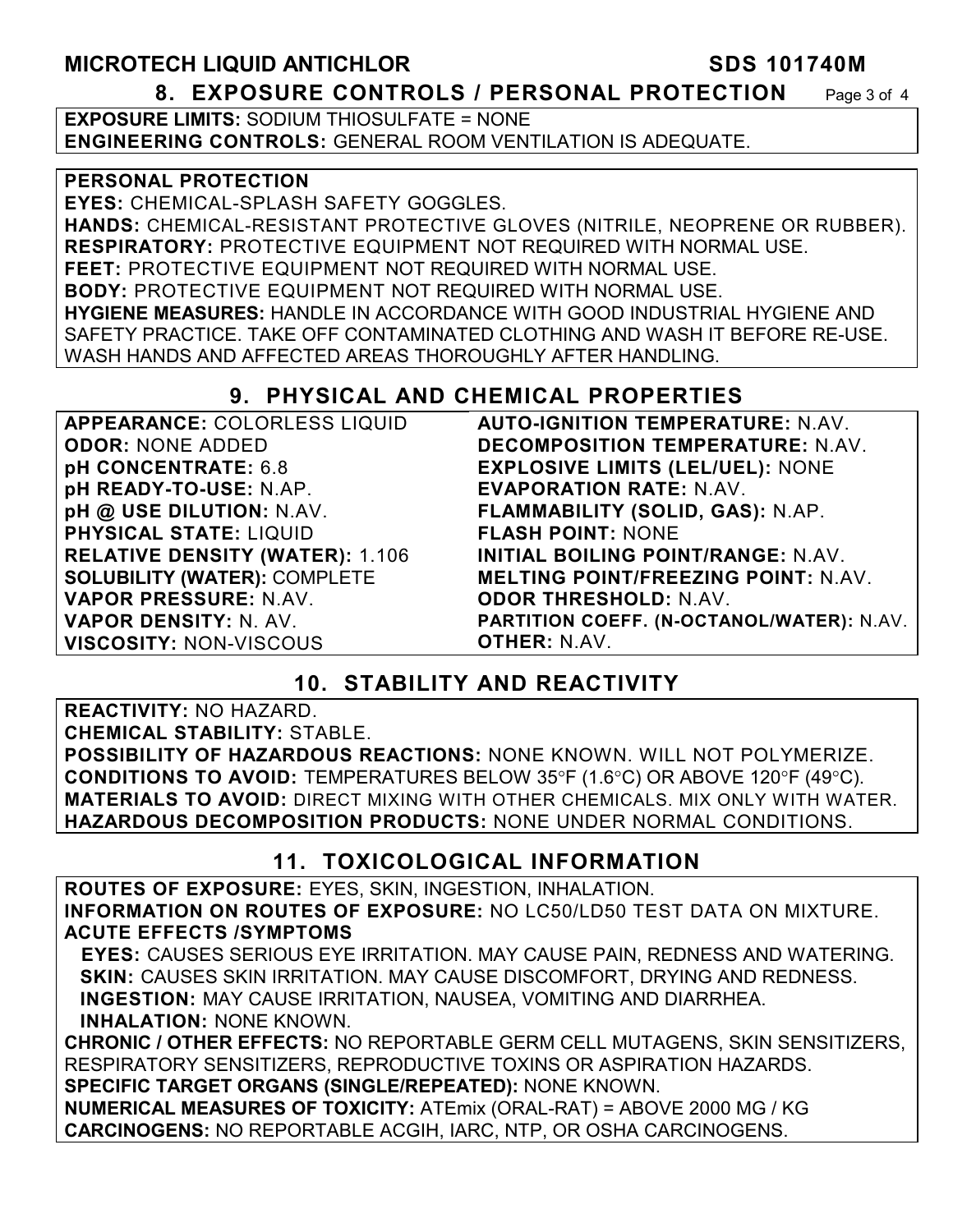## 8. EXPOSURE CONTROLS / PERSONAL PROTECTION

**EXPOSURE LIMITS:** SODIUM THIOSULFATE = NONE
**ENGINEERING CONTROLS:** GENERAL ROOM VENTILATION IS ADEQUATE.

**PERSONAL PROTECTION**
**EYES:** CHEMICAL-SPLASH SAFETY GOGGLES.
**HANDS:** CHEMICAL-RESISTANT PROTECTIVE GLOVES (NITRILE, NEOPRENE OR RUBBER).
**RESPIRATORY:** PROTECTIVE EQUIPMENT NOT REQUIRED WITH NORMAL USE.
**FEET:** PROTECTIVE EQUIPMENT NOT REQUIRED WITH NORMAL USE.
**BODY:** PROTECTIVE EQUIPMENT NOT REQUIRED WITH NORMAL USE.
**HYGIENE MEASURES:** HANDLE IN ACCORDANCE WITH GOOD INDUSTRIAL HYGIENE AND SAFETY PRACTICE. TAKE OFF CONTAMINATED CLOTHING AND WASH IT BEFORE RE-USE. WASH HANDS AND AFFECTED AREAS THOROUGHLY AFTER HANDLING.

## 9. PHYSICAL AND CHEMICAL PROPERTIES

**APPEARANCE:** COLORLESS LIQUID
**ODOR:** NONE ADDED
**pH CONCENTRATE:** 6.8
**pH READY-TO-USE:** N.AP.
**pH @ USE DILUTION:** N.AV.
**PHYSICAL STATE:** LIQUID
**RELATIVE DENSITY (WATER):** 1.106
**SOLUBILITY (WATER):** COMPLETE
**VAPOR PRESSURE:** N.AV.
**VAPOR DENSITY:** N. AV.
**VISCOSITY:** NON-VISCOUS
**AUTO-IGNITION TEMPERATURE:** N.AV.
**DECOMPOSITION TEMPERATURE:** N.AV.
**EXPLOSIVE LIMITS (LEL/UEL):** NONE
**EVAPORATION RATE:** N.AV.
**FLAMMABILITY (SOLID, GAS):** N.AP.
**FLASH POINT:** NONE
**INITIAL BOILING POINT/RANGE:** N.AV.
**MELTING POINT/FREEZING POINT:** N.AV.
**ODOR THRESHOLD:** N.AV.
**PARTITION COEFF. (N-OCTANOL/WATER):** N.AV.
**OTHER:** N.AV.

## 10. STABILITY AND REACTIVITY

**REACTIVITY:** NO HAZARD.
**CHEMICAL STABILITY:** STABLE.
**POSSIBILITY OF HAZARDOUS REACTIONS:** NONE KNOWN. WILL NOT POLYMERIZE.
**CONDITIONS TO AVOID:** TEMPERATURES BELOW 35°F (1.6°C) OR ABOVE 120°F (49°C).
**MATERIALS TO AVOID:** DIRECT MIXING WITH OTHER CHEMICALS. MIX ONLY WITH WATER.
**HAZARDOUS DECOMPOSITION PRODUCTS:** NONE UNDER NORMAL CONDITIONS.

## 11. TOXICOLOGICAL INFORMATION

**ROUTES OF EXPOSURE:** EYES, SKIN, INGESTION, INHALATION.
**INFORMATION ON ROUTES OF EXPOSURE:** NO LC50/LD50 TEST DATA ON MIXTURE.
**ACUTE EFFECTS /SYMPTOMS**
**EYES:** CAUSES SERIOUS EYE IRRITATION. MAY CAUSE PAIN, REDNESS AND WATERING.
**SKIN:** CAUSES SKIN IRRITATION. MAY CAUSE DISCOMFORT, DRYING AND REDNESS.
**INGESTION:** MAY CAUSE IRRITATION, NAUSEA, VOMITING AND DIARRHEA.
**INHALATION:** NONE KNOWN.
**CHRONIC / OTHER EFFECTS:** NO REPORTABLE GERM CELL MUTAGENS, SKIN SENSITIZERS, RESPIRATORY SENSITIZERS, REPRODUCTIVE TOXINS OR ASPIRATION HAZARDS.
**SPECIFIC TARGET ORGANS (SINGLE/REPEATED):** NONE KNOWN.
**NUMERICAL MEASURES OF TOXICITY:** ATEmix (ORAL-RAT) = ABOVE 2000 MG / KG
**CARCINOGENS:** NO REPORTABLE ACGIH, IARC, NTP, OR OSHA CARCINOGENS.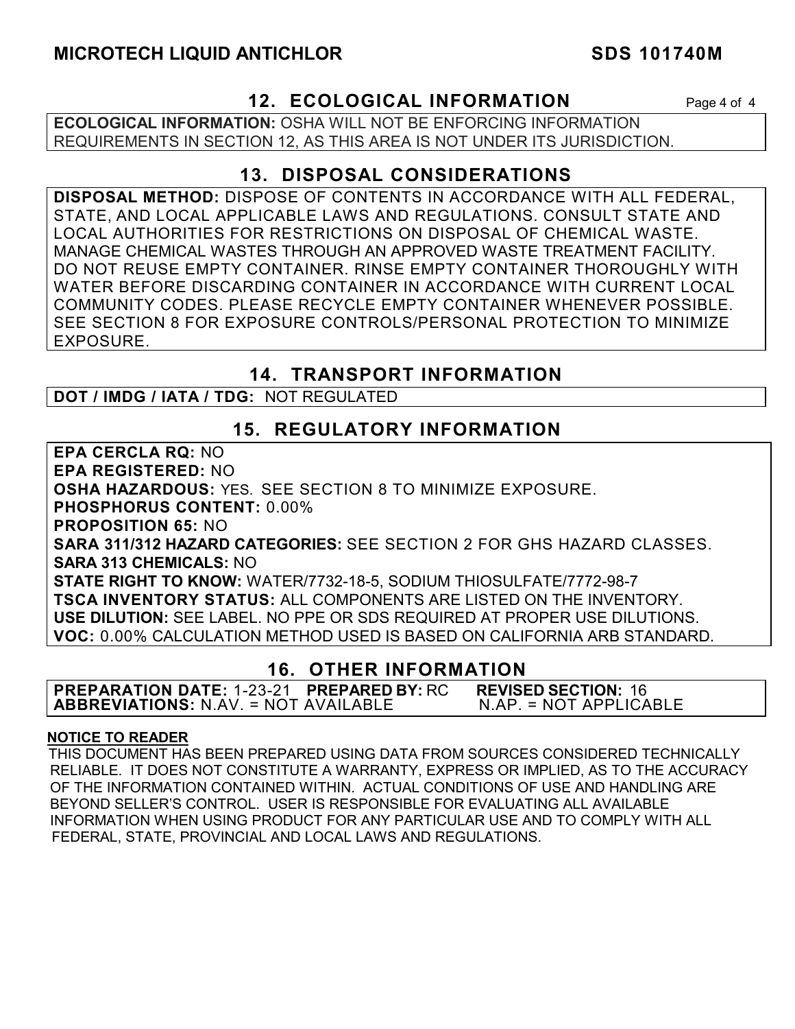## 12. ECOLOGICAL INFORMATION

**ECOLOGICAL INFORMATION:** OSHA WILL NOT BE ENFORCING INFORMATION REQUIREMENTS IN SECTION 12, AS THIS AREA IS NOT UNDER ITS JURISDICTION.

## 13. DISPOSAL CONSIDERATIONS

**DISPOSAL METHOD:** DISPOSE OF CONTENTS IN ACCORDANCE WITH ALL FEDERAL, STATE, AND LOCAL APPLICABLE LAWS AND REGULATIONS. CONSULT STATE AND LOCAL AUTHORITIES FOR RESTRICTIONS ON DISPOSAL OF CHEMICAL WASTE. MANAGE CHEMICAL WASTES THROUGH AN APPROVED WASTE TREATMENT FACILITY. DO NOT REUSE EMPTY CONTAINER. RINSE EMPTY CONTAINER THOROUGHLY WITH WATER BEFORE DISCARDING CONTAINER IN ACCORDANCE WITH CURRENT LOCAL COMMUNITY CODES. PLEASE RECYCLE EMPTY CONTAINER WHENEVER POSSIBLE. SEE SECTION 8 FOR EXPOSURE CONTROLS/PERSONAL PROTECTION TO MINIMIZE EXPOSURE.

## 14. TRANSPORT INFORMATION

**DOT / IMDG / IATA / TDG:** NOT REGULATED

## 15. REGULATORY INFORMATION

**EPA CERCLA RQ:** NO
**EPA REGISTERED:** NO
**OSHA HAZARDOUS:** YES. SEE SECTION 8 TO MINIMIZE EXPOSURE.
**PHOSPHORUS CONTENT:** 0.00%
**PROPOSITION 65:** NO
**SARA 311/312 HAZARD CATEGORIES:** SEE SECTION 2 FOR GHS HAZARD CLASSES.
**SARA 313 CHEMICALS:** NO
**STATE RIGHT TO KNOW:** WATER/7732-18-5, SODIUM THIOSULFATE/7772-98-7
**TSCA INVENTORY STATUS:** ALL COMPONENTS ARE LISTED ON THE INVENTORY.
**USE DILUTION:** SEE LABEL. NO PPE OR SDS REQUIRED AT PROPER USE DILUTIONS.
**VOC:** 0.00% CALCULATION METHOD USED IS BASED ON CALIFORNIA ARB STANDARD.

## 16. OTHER INFORMATION

**PREPARATION DATE:** 1-23-21 **PREPARED BY:** RC **REVISED SECTION:** 16
**ABBREVIATIONS:** N.AV. = NOT AVAILABLE N.AP. = NOT APPLICABLE

**NOTICE TO READER**

THIS DOCUMENT HAS BEEN PREPARED USING DATA FROM SOURCES CONSIDERED TECHNICALLY RELIABLE. IT DOES NOT CONSTITUTE A WARRANTY, EXPRESS OR IMPLIED, AS TO THE ACCURACY OF THE INFORMATION CONTAINED WITHIN. ACTUAL CONDITIONS OF USE AND HANDLING ARE BEYOND SELLER'S CONTROL. USER IS RESPONSIBLE FOR EVALUATING ALL AVAILABLE INFORMATION WHEN USING PRODUCT FOR ANY PARTICULAR USE AND TO COMPLY WITH ALL FEDERAL, STATE, PROVINCIAL AND LOCAL LAWS AND REGULATIONS.